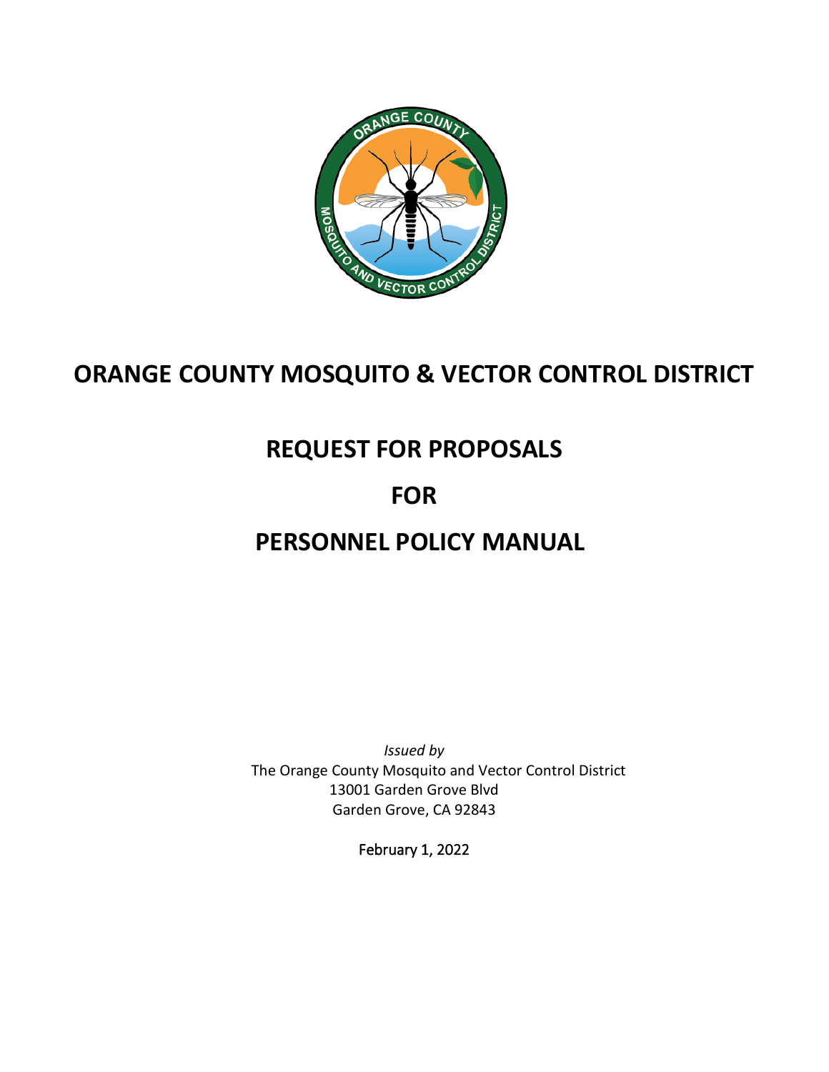# ORANGE COUNTY MOSQUITO & VECTOR CONTROL DISTRICT

# REQUEST FOR PROPOSALS

# FOR

# PERSONNEL POLICY MANUAL

*Issued by*

The Orange County Mosquito and Vector Control District
13001 Garden Grove Blvd
Garden Grove, CA 92843

February 1, 2022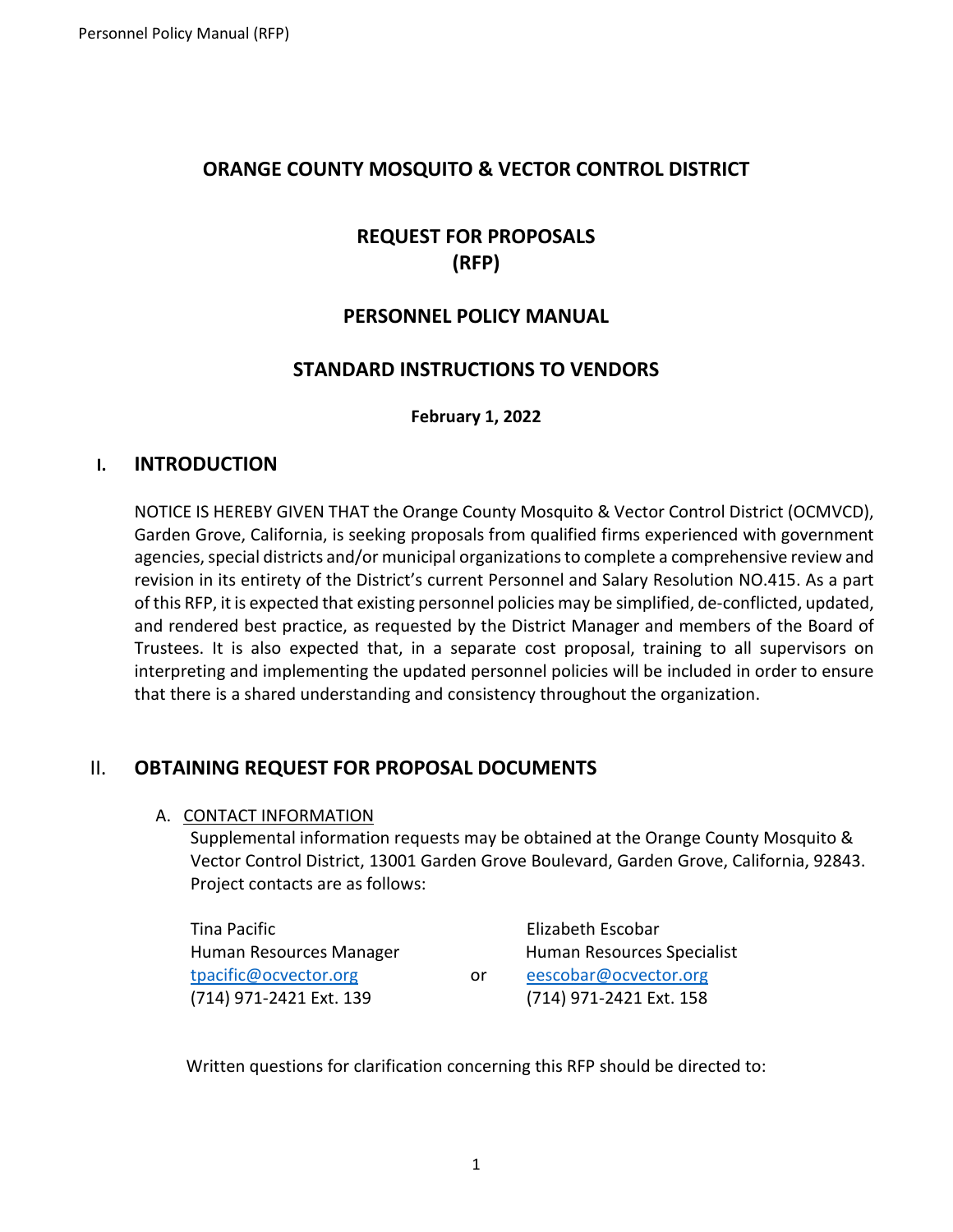# ORANGE COUNTY MOSQUITO & VECTOR CONTROL DISTRICT

## REQUEST FOR PROPOSALS (RFP)

## PERSONNEL POLICY MANUAL

## STANDARD INSTRUCTIONS TO VENDORS

**February 1, 2022**

## I. INTRODUCTION

NOTICE IS HEREBY GIVEN THAT the Orange County Mosquito & Vector Control District (OCMVCD), Garden Grove, California, is seeking proposals from qualified firms experienced with government agencies, special districts and/or municipal organizations to complete a comprehensive review and revision in its entirety of the District's current Personnel and Salary Resolution NO.415. As a part of this RFP, it is expected that existing personnel policies may be simplified, de-conflicted, updated, and rendered best practice, as requested by the District Manager and members of the Board of Trustees. It is also expected that, in a separate cost proposal, training to all supervisors on interpreting and implementing the updated personnel policies will be included in order to ensure that there is a shared understanding and consistency throughout the organization.

## II. OBTAINING REQUEST FOR PROPOSAL DOCUMENTS

### A. CONTACT INFORMATION

Supplemental information requests may be obtained at the Orange County Mosquito & Vector Control District, 13001 Garden Grove Boulevard, Garden Grove, California, 92843. Project contacts are as follows:

| | | |
|---|---|---|
| Tina Pacific | | Elizabeth Escobar |
| Human Resources Manager | | Human Resources Specialist |
| tpacific@ocvector.org | or | eescobar@ocvector.org |
| (714) 971-2421 Ext. 139 | | (714) 971-2421 Ext. 158 |

Written questions for clarification concerning this RFP should be directed to: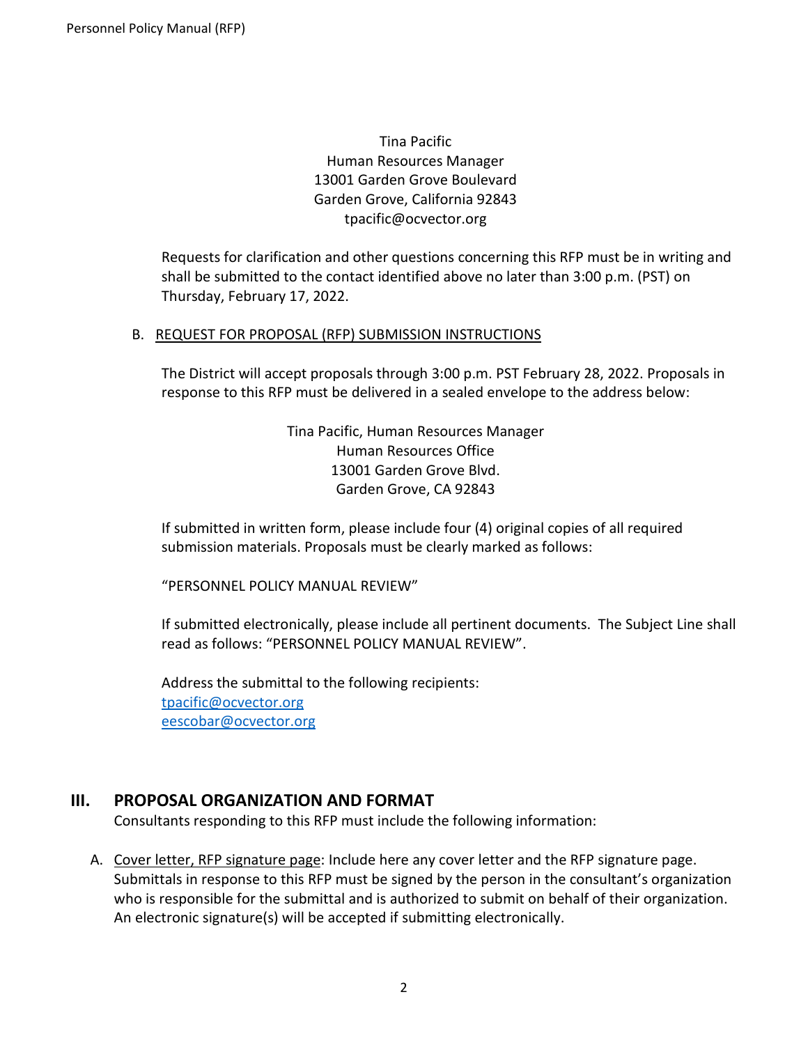Tina Pacific
Human Resources Manager
13001 Garden Grove Boulevard
Garden Grove, California 92843
tpacific@ocvector.org

Requests for clarification and other questions concerning this RFP must be in writing and shall be submitted to the contact identified above no later than 3:00 p.m. (PST) on Thursday, February 17, 2022.

B. REQUEST FOR PROPOSAL (RFP) SUBMISSION INSTRUCTIONS

The District will accept proposals through 3:00 p.m. PST February 28, 2022. Proposals in response to this RFP must be delivered in a sealed envelope to the address below:

Tina Pacific, Human Resources Manager
Human Resources Office
13001 Garden Grove Blvd.
Garden Grove, CA 92843

If submitted in written form, please include four (4) original copies of all required submission materials. Proposals must be clearly marked as follows:

"PERSONNEL POLICY MANUAL REVIEW"

If submitted electronically, please include all pertinent documents. The Subject Line shall read as follows: "PERSONNEL POLICY MANUAL REVIEW".

Address the submittal to the following recipients:
tpacific@ocvector.org
eescobar@ocvector.org

## III. PROPOSAL ORGANIZATION AND FORMAT

Consultants responding to this RFP must include the following information:

A. Cover letter, RFP signature page: Include here any cover letter and the RFP signature page. Submittals in response to this RFP must be signed by the person in the consultant's organization who is responsible for the submittal and is authorized to submit on behalf of their organization. An electronic signature(s) will be accepted if submitting electronically.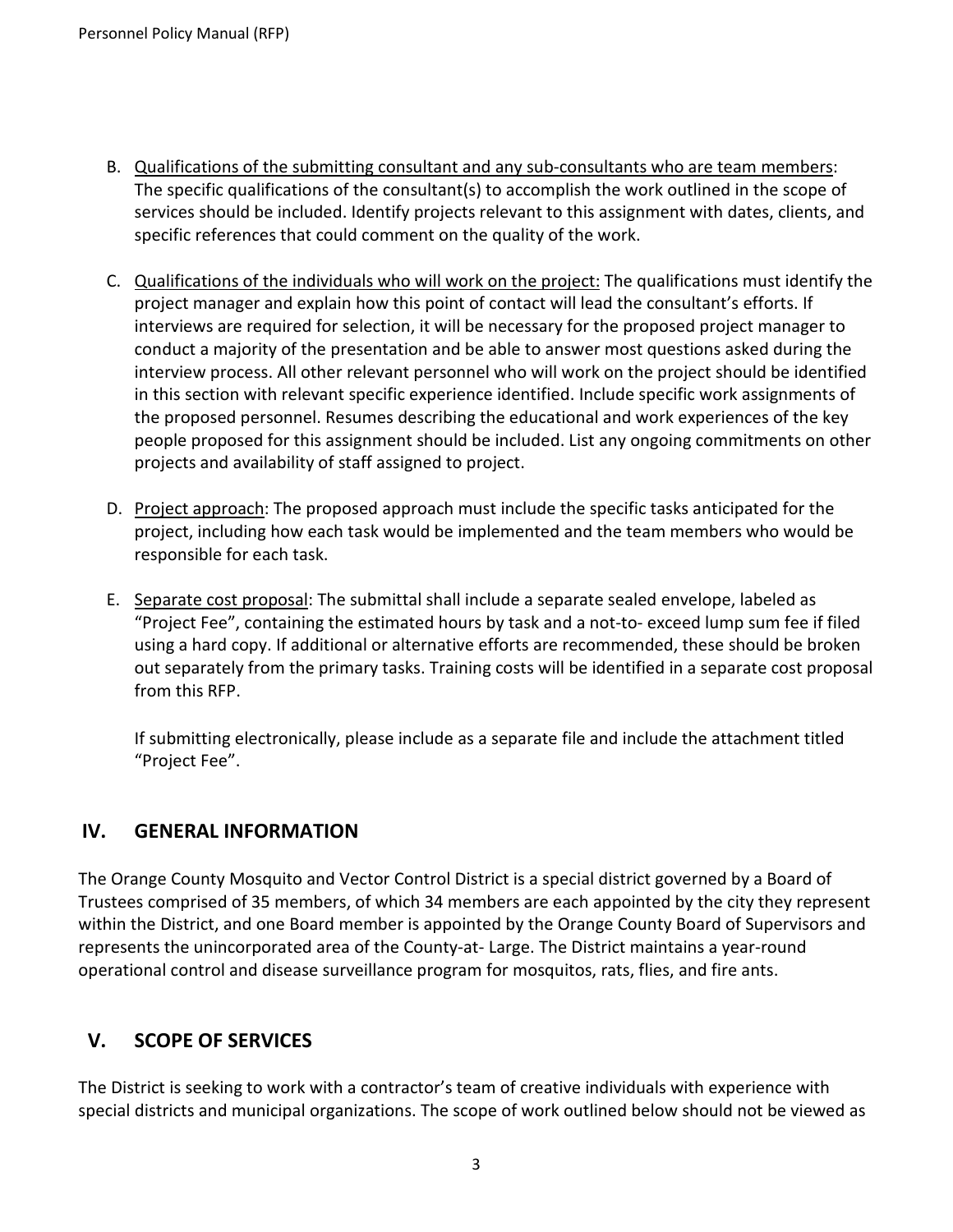B. Qualifications of the submitting consultant and any sub-consultants who are team members: The specific qualifications of the consultant(s) to accomplish the work outlined in the scope of services should be included. Identify projects relevant to this assignment with dates, clients, and specific references that could comment on the quality of the work.

C. Qualifications of the individuals who will work on the project: The qualifications must identify the project manager and explain how this point of contact will lead the consultant's efforts. If interviews are required for selection, it will be necessary for the proposed project manager to conduct a majority of the presentation and be able to answer most questions asked during the interview process. All other relevant personnel who will work on the project should be identified in this section with relevant specific experience identified. Include specific work assignments of the proposed personnel. Resumes describing the educational and work experiences of the key people proposed for this assignment should be included. List any ongoing commitments on other projects and availability of staff assigned to project.

D. Project approach: The proposed approach must include the specific tasks anticipated for the project, including how each task would be implemented and the team members who would be responsible for each task.

E. Separate cost proposal: The submittal shall include a separate sealed envelope, labeled as "Project Fee", containing the estimated hours by task and a not-to- exceed lump sum fee if filed using a hard copy. If additional or alternative efforts are recommended, these should be broken out separately from the primary tasks. Training costs will be identified in a separate cost proposal from this RFP.

   If submitting electronically, please include as a separate file and include the attachment titled "Project Fee".

## IV. GENERAL INFORMATION

The Orange County Mosquito and Vector Control District is a special district governed by a Board of Trustees comprised of 35 members, of which 34 members are each appointed by the city they represent within the District, and one Board member is appointed by the Orange County Board of Supervisors and represents the unincorporated area of the County-at- Large. The District maintains a year-round operational control and disease surveillance program for mosquitos, rats, flies, and fire ants.

## V. SCOPE OF SERVICES

The District is seeking to work with a contractor's team of creative individuals with experience with special districts and municipal organizations. The scope of work outlined below should not be viewed as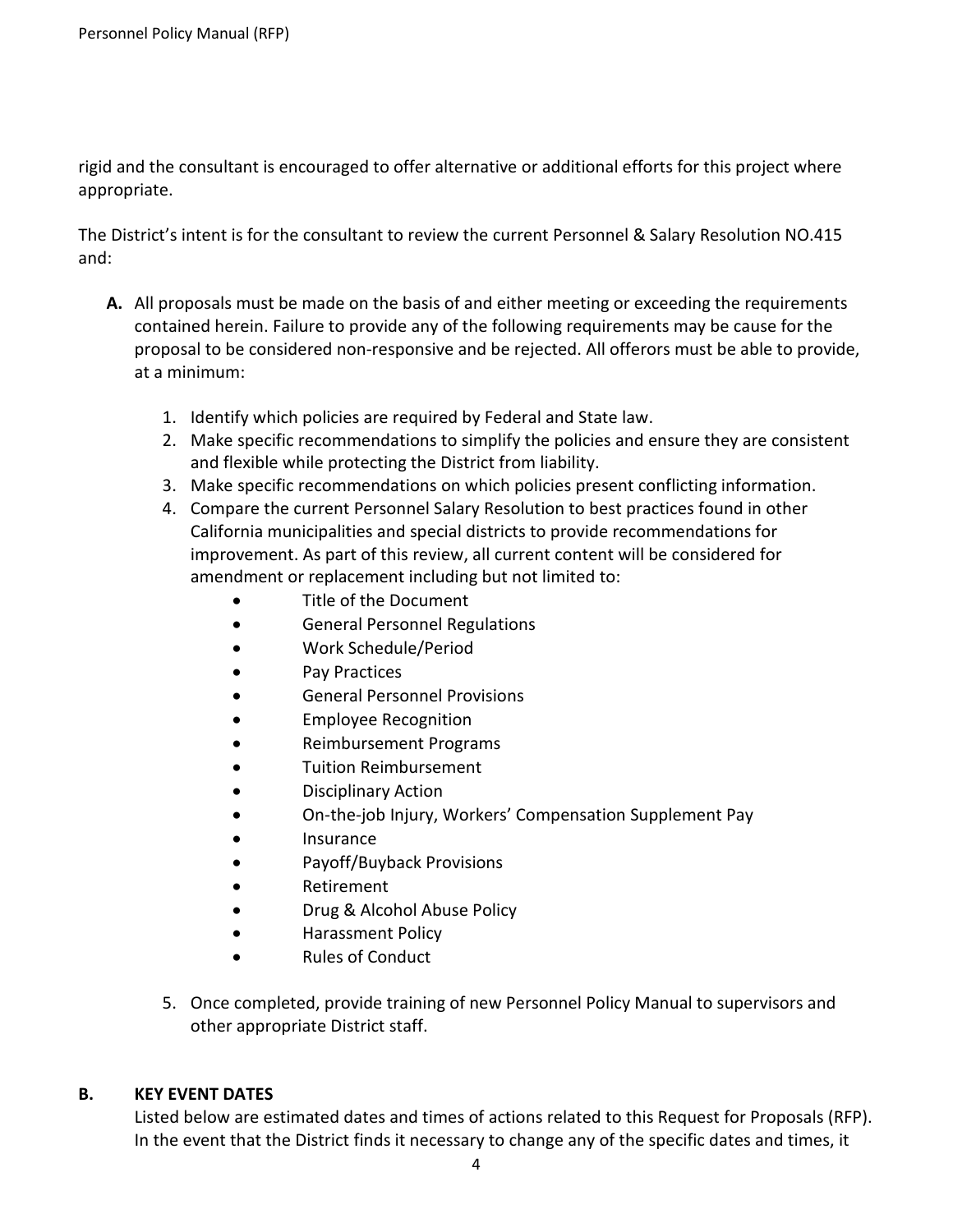rigid and the consultant is encouraged to offer alternative or additional efforts for this project where appropriate.

The District's intent is for the consultant to review the current Personnel & Salary Resolution NO.415 and:

**A.** All proposals must be made on the basis of and either meeting or exceeding the requirements contained herein. Failure to provide any of the following requirements may be cause for the proposal to be considered non-responsive and be rejected. All offerors must be able to provide, at a minimum:

1. Identify which policies are required by Federal and State law.
2. Make specific recommendations to simplify the policies and ensure they are consistent and flexible while protecting the District from liability.
3. Make specific recommendations on which policies present conflicting information.
4. Compare the current Personnel Salary Resolution to best practices found in other California municipalities and special districts to provide recommendations for improvement. As part of this review, all current content will be considered for amendment or replacement including but not limited to:
   - Title of the Document
   - General Personnel Regulations
   - Work Schedule/Period
   - Pay Practices
   - General Personnel Provisions
   - Employee Recognition
   - Reimbursement Programs
   - Tuition Reimbursement
   - Disciplinary Action
   - On-the-job Injury, Workers' Compensation Supplement Pay
   - Insurance
   - Payoff/Buyback Provisions
   - Retirement
   - Drug & Alcohol Abuse Policy
   - Harassment Policy
   - Rules of Conduct
5. Once completed, provide training of new Personnel Policy Manual to supervisors and other appropriate District staff.

**B. KEY EVENT DATES**

Listed below are estimated dates and times of actions related to this Request for Proposals (RFP). In the event that the District finds it necessary to change any of the specific dates and times, it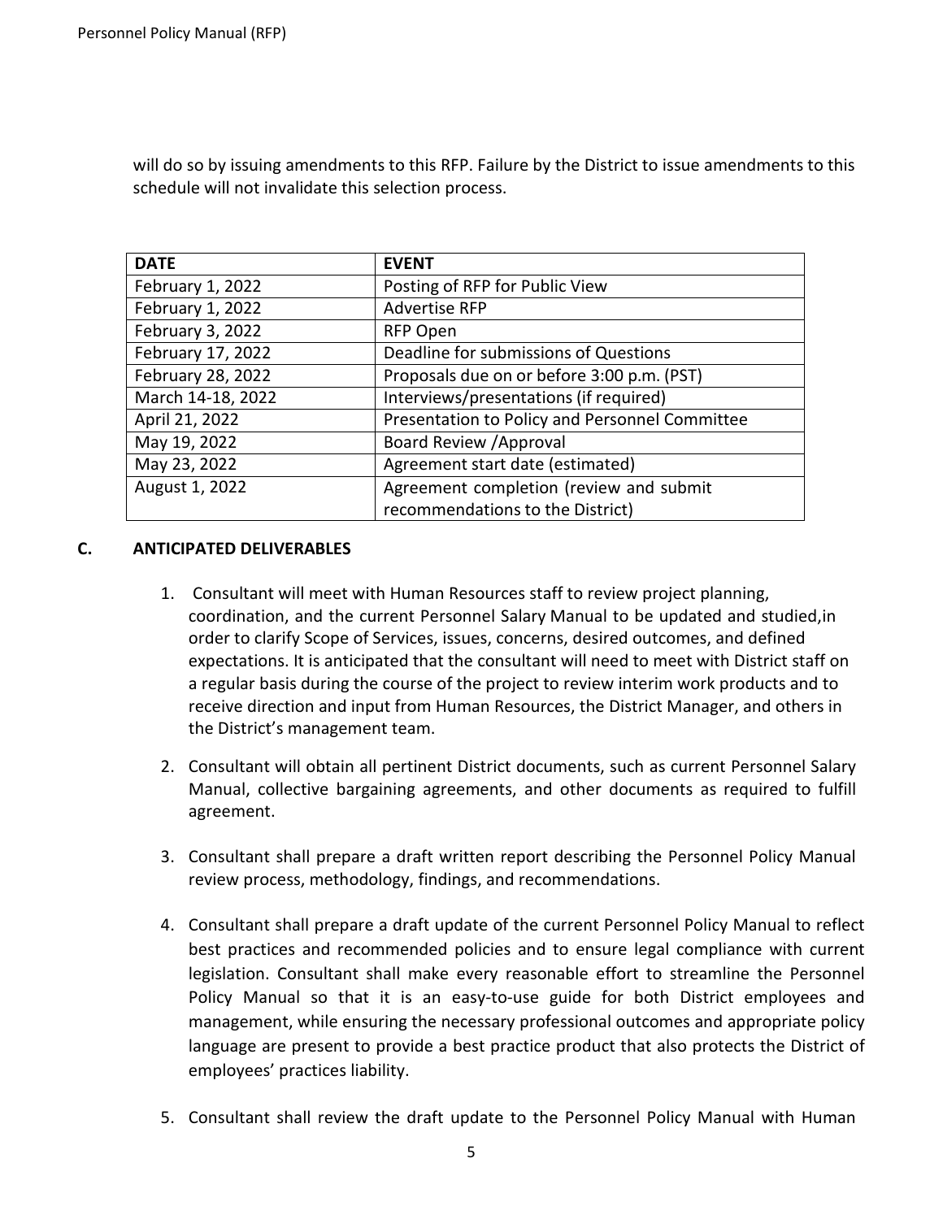will do so by issuing amendments to this RFP. Failure by the District to issue amendments to this schedule will not invalidate this selection process.

| DATE | EVENT |
|---|---|
| February 1, 2022 | Posting of RFP for Public View |
| February 1, 2022 | Advertise RFP |
| February 3, 2022 | RFP Open |
| February 17, 2022 | Deadline for submissions of Questions |
| February 28, 2022 | Proposals due on or before 3:00 p.m. (PST) |
| March 14-18, 2022 | Interviews/presentations (if required) |
| April 21, 2022 | Presentation to Policy and Personnel Committee |
| May 19, 2022 | Board Review /Approval |
| May 23, 2022 | Agreement start date (estimated) |
| August 1, 2022 | Agreement completion (review and submit recommendations to the District) |

## C. ANTICIPATED DELIVERABLES

1. Consultant will meet with Human Resources staff to review project planning, coordination, and the current Personnel Salary Manual to be updated and studied,in order to clarify Scope of Services, issues, concerns, desired outcomes, and defined expectations. It is anticipated that the consultant will need to meet with District staff on a regular basis during the course of the project to review interim work products and to receive direction and input from Human Resources, the District Manager, and others in the District's management team.

2. Consultant will obtain all pertinent District documents, such as current Personnel Salary Manual, collective bargaining agreements, and other documents as required to fulfill agreement.

3. Consultant shall prepare a draft written report describing the Personnel Policy Manual review process, methodology, findings, and recommendations.

4. Consultant shall prepare a draft update of the current Personnel Policy Manual to reflect best practices and recommended policies and to ensure legal compliance with current legislation. Consultant shall make every reasonable effort to streamline the Personnel Policy Manual so that it is an easy-to-use guide for both District employees and management, while ensuring the necessary professional outcomes and appropriate policy language are present to provide a best practice product that also protects the District of employees' practices liability.

5. Consultant shall review the draft update to the Personnel Policy Manual with Human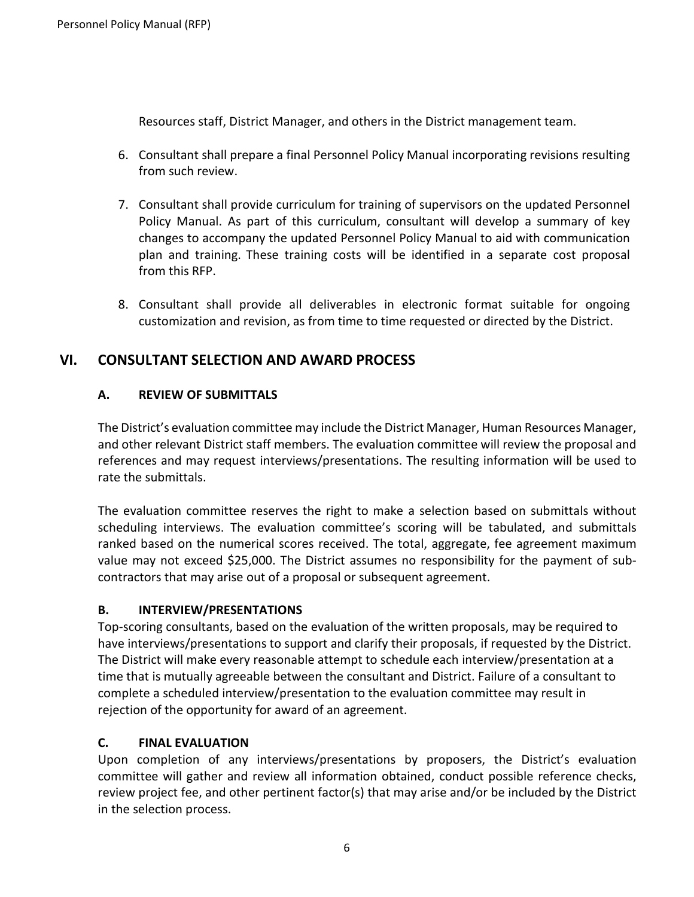Resources staff, District Manager, and others in the District management team.

6. Consultant shall prepare a final Personnel Policy Manual incorporating revisions resulting from such review.

7. Consultant shall provide curriculum for training of supervisors on the updated Personnel Policy Manual. As part of this curriculum, consultant will develop a summary of key changes to accompany the updated Personnel Policy Manual to aid with communication plan and training. These training costs will be identified in a separate cost proposal from this RFP.

8. Consultant shall provide all deliverables in electronic format suitable for ongoing customization and revision, as from time to time requested or directed by the District.

## VI. CONSULTANT SELECTION AND AWARD PROCESS

### A. REVIEW OF SUBMITTALS

The District's evaluation committee may include the District Manager, Human Resources Manager, and other relevant District staff members. The evaluation committee will review the proposal and references and may request interviews/presentations. The resulting information will be used to rate the submittals.

The evaluation committee reserves the right to make a selection based on submittals without scheduling interviews. The evaluation committee's scoring will be tabulated, and submittals ranked based on the numerical scores received. The total, aggregate, fee agreement maximum value may not exceed $25,000. The District assumes no responsibility for the payment of sub-contractors that may arise out of a proposal or subsequent agreement.

### B. INTERVIEW/PRESENTATIONS

Top-scoring consultants, based on the evaluation of the written proposals, may be required to have interviews/presentations to support and clarify their proposals, if requested by the District. The District will make every reasonable attempt to schedule each interview/presentation at a time that is mutually agreeable between the consultant and District. Failure of a consultant to complete a scheduled interview/presentation to the evaluation committee may result in rejection of the opportunity for award of an agreement.

### C. FINAL EVALUATION

Upon completion of any interviews/presentations by proposers, the District's evaluation committee will gather and review all information obtained, conduct possible reference checks, review project fee, and other pertinent factor(s) that may arise and/or be included by the District in the selection process.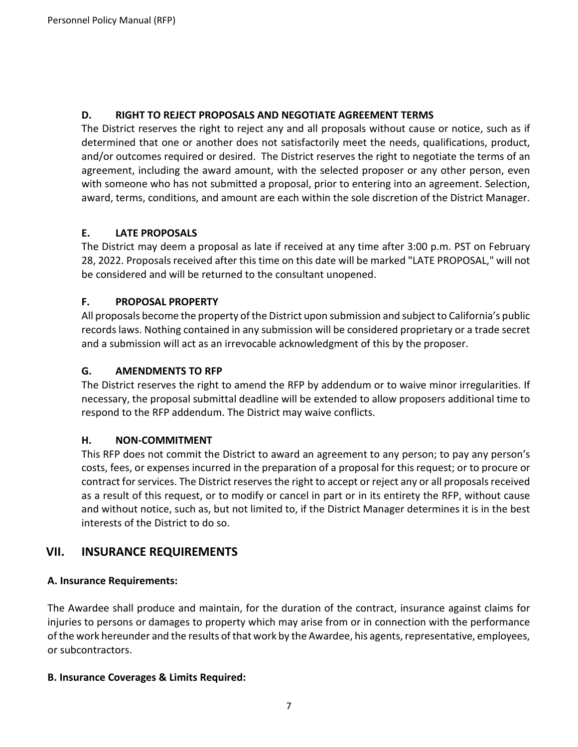### D. RIGHT TO REJECT PROPOSALS AND NEGOTIATE AGREEMENT TERMS

The District reserves the right to reject any and all proposals without cause or notice, such as if determined that one or another does not satisfactorily meet the needs, qualifications, product, and/or outcomes required or desired. The District reserves the right to negotiate the terms of an agreement, including the award amount, with the selected proposer or any other person, even with someone who has not submitted a proposal, prior to entering into an agreement. Selection, award, terms, conditions, and amount are each within the sole discretion of the District Manager.

### E. LATE PROPOSALS

The District may deem a proposal as late if received at any time after 3:00 p.m. PST on February 28, 2022. Proposals received after this time on this date will be marked "LATE PROPOSAL," will not be considered and will be returned to the consultant unopened.

### F. PROPOSAL PROPERTY

All proposals become the property of the District upon submission and subject to California's public records laws. Nothing contained in any submission will be considered proprietary or a trade secret and a submission will act as an irrevocable acknowledgment of this by the proposer.

### G. AMENDMENTS TO RFP

The District reserves the right to amend the RFP by addendum or to waive minor irregularities. If necessary, the proposal submittal deadline will be extended to allow proposers additional time to respond to the RFP addendum. The District may waive conflicts.

### H. NON-COMMITMENT

This RFP does not commit the District to award an agreement to any person; to pay any person's costs, fees, or expenses incurred in the preparation of a proposal for this request; or to procure or contract for services. The District reserves the right to accept or reject any or all proposals received as a result of this request, or to modify or cancel in part or in its entirety the RFP, without cause and without notice, such as, but not limited to, if the District Manager determines it is in the best interests of the District to do so.

## VII. INSURANCE REQUIREMENTS

**A. Insurance Requirements:**

The Awardee shall produce and maintain, for the duration of the contract, insurance against claims for injuries to persons or damages to property which may arise from or in connection with the performance of the work hereunder and the results of that work by the Awardee, his agents, representative, employees, or subcontractors.

**B. Insurance Coverages & Limits Required:**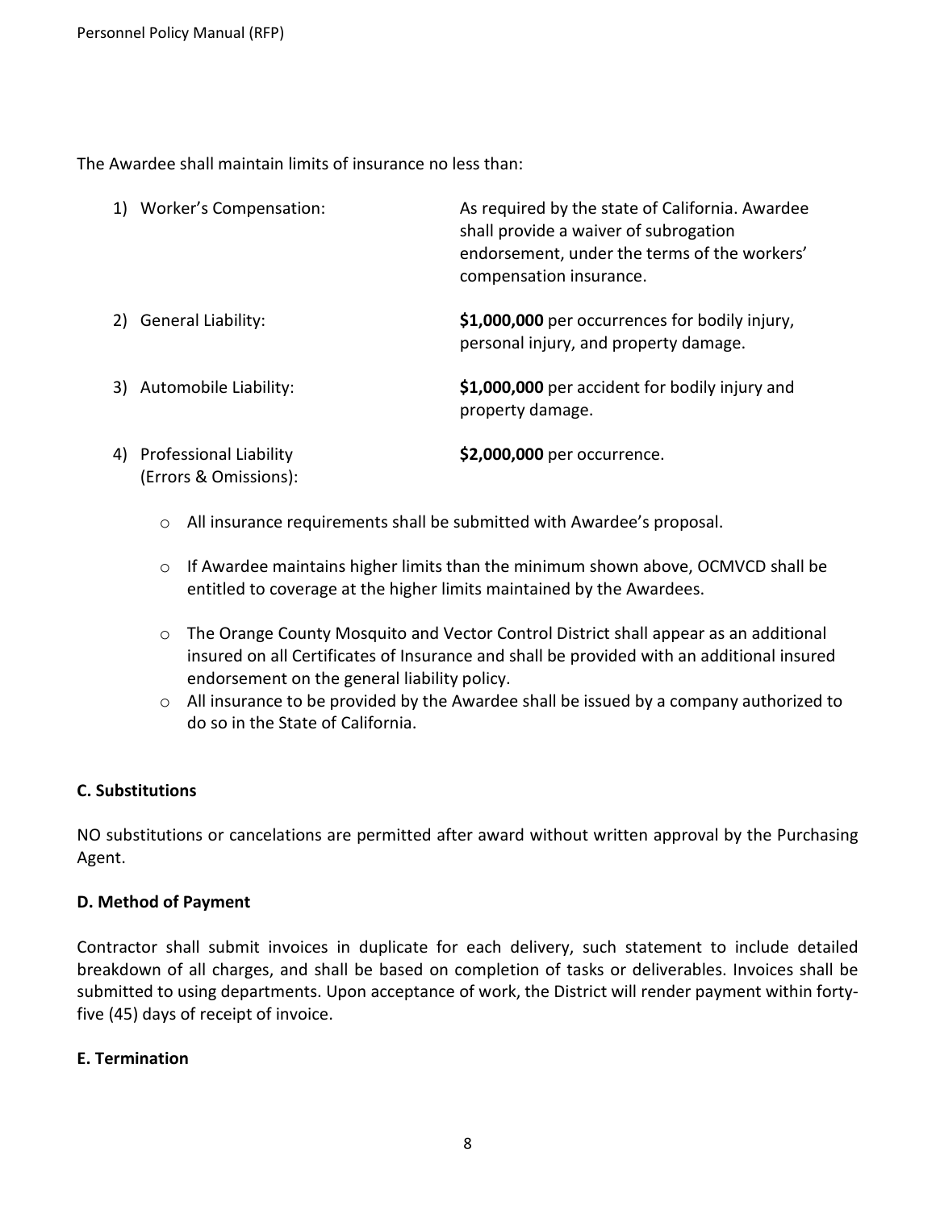The Awardee shall maintain limits of insurance no less than:

1) Worker's Compensation: As required by the state of California. Awardee shall provide a waiver of subrogation endorsement, under the terms of the workers' compensation insurance.

2) General Liability: **$1,000,000** per occurrences for bodily injury, personal injury, and property damage.

3) Automobile Liability: **$1,000,000** per accident for bodily injury and property damage.

4) Professional Liability (Errors & Omissions): **$2,000,000** per occurrence.

- All insurance requirements shall be submitted with Awardee's proposal.
- If Awardee maintains higher limits than the minimum shown above, OCMVCD shall be entitled to coverage at the higher limits maintained by the Awardees.
- The Orange County Mosquito and Vector Control District shall appear as an additional insured on all Certificates of Insurance and shall be provided with an additional insured endorsement on the general liability policy.
- All insurance to be provided by the Awardee shall be issued by a company authorized to do so in the State of California.

### C. Substitutions

NO substitutions or cancelations are permitted after award without written approval by the Purchasing Agent.

### D. Method of Payment

Contractor shall submit invoices in duplicate for each delivery, such statement to include detailed breakdown of all charges, and shall be based on completion of tasks or deliverables. Invoices shall be submitted to using departments. Upon acceptance of work, the District will render payment within forty-five (45) days of receipt of invoice.

### E. Termination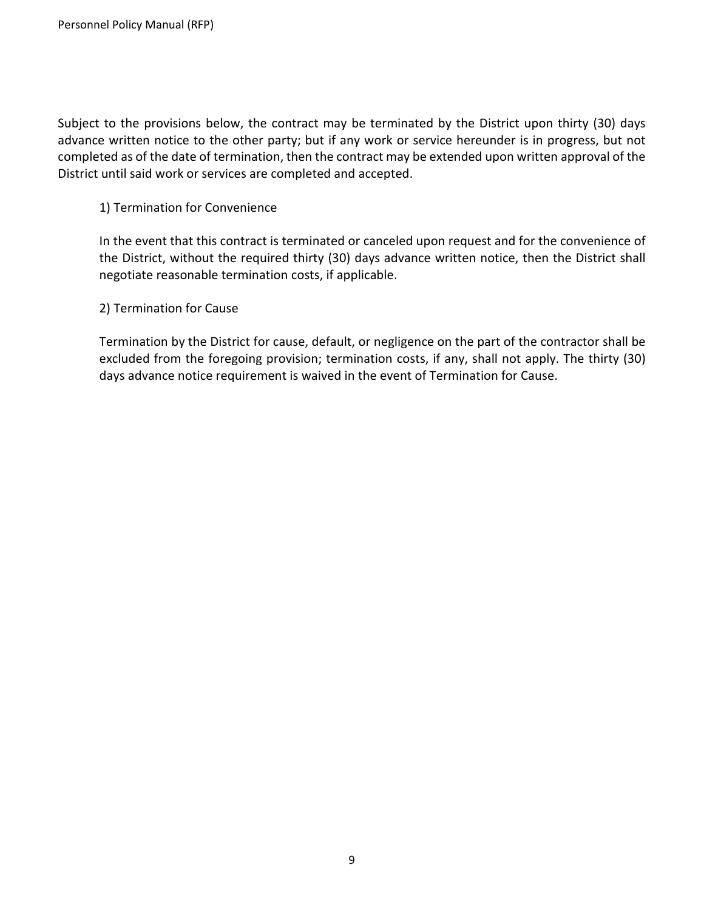Subject to the provisions below, the contract may be terminated by the District upon thirty (30) days advance written notice to the other party; but if any work or service hereunder is in progress, but not completed as of the date of termination, then the contract may be extended upon written approval of the District until said work or services are completed and accepted.

1) Termination for Convenience

In the event that this contract is terminated or canceled upon request and for the convenience of the District, without the required thirty (30) days advance written notice, then the District shall negotiate reasonable termination costs, if applicable.

2) Termination for Cause

Termination by the District for cause, default, or negligence on the part of the contractor shall be excluded from the foregoing provision; termination costs, if any, shall not apply. The thirty (30) days advance notice requirement is waived in the event of Termination for Cause.